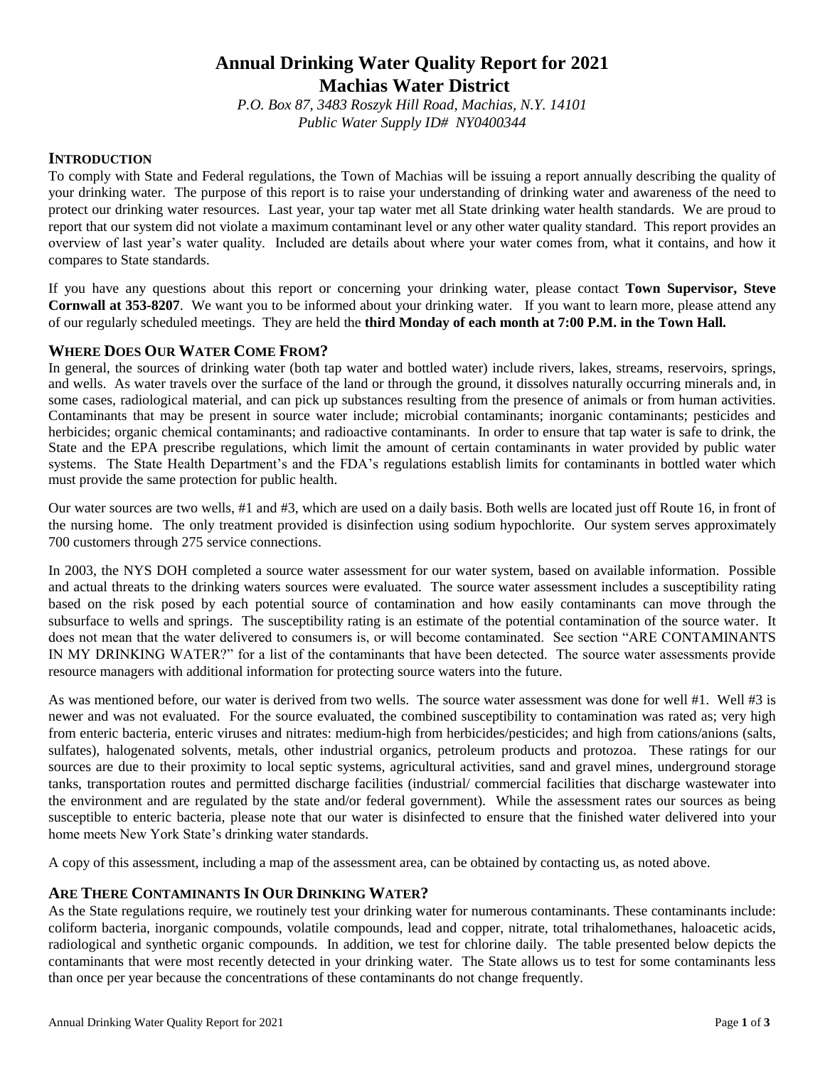# Annual Drinking Water Quality Report for 2021
# Machias Water District

*P.O. Box 87, 3483 Roszyk Hill Road, Machias, N.Y. 14101*
*Public Water Supply ID# NY0400344*

## INTRODUCTION

To comply with State and Federal regulations, the Town of Machias will be issuing a report annually describing the quality of your drinking water. The purpose of this report is to raise your understanding of drinking water and awareness of the need to protect our drinking water resources. Last year, your tap water met all State drinking water health standards. We are proud to report that our system did not violate a maximum contaminant level or any other water quality standard. This report provides an overview of last year's water quality. Included are details about where your water comes from, what it contains, and how it compares to State standards.

If you have any questions about this report or concerning your drinking water, please contact **Town Supervisor, Steve Cornwall at 353-8207**. We want you to be informed about your drinking water. If you want to learn more, please attend any of our regularly scheduled meetings. They are held the **third Monday of each month at 7:00 P.M. in the Town Hall.**

## WHERE DOES OUR WATER COME FROM?

In general, the sources of drinking water (both tap water and bottled water) include rivers, lakes, streams, reservoirs, springs, and wells. As water travels over the surface of the land or through the ground, it dissolves naturally occurring minerals and, in some cases, radiological material, and can pick up substances resulting from the presence of animals or from human activities. Contaminants that may be present in source water include; microbial contaminants; inorganic contaminants; pesticides and herbicides; organic chemical contaminants; and radioactive contaminants. In order to ensure that tap water is safe to drink, the State and the EPA prescribe regulations, which limit the amount of certain contaminants in water provided by public water systems. The State Health Department's and the FDA's regulations establish limits for contaminants in bottled water which must provide the same protection for public health.

Our water sources are two wells, #1 and #3, which are used on a daily basis. Both wells are located just off Route 16, in front of the nursing home. The only treatment provided is disinfection using sodium hypochlorite. Our system serves approximately 700 customers through 275 service connections.

In 2003, the NYS DOH completed a source water assessment for our water system, based on available information. Possible and actual threats to the drinking waters sources were evaluated. The source water assessment includes a susceptibility rating based on the risk posed by each potential source of contamination and how easily contaminants can move through the subsurface to wells and springs. The susceptibility rating is an estimate of the potential contamination of the source water. It does not mean that the water delivered to consumers is, or will become contaminated. See section "ARE CONTAMINANTS IN MY DRINKING WATER?" for a list of the contaminants that have been detected. The source water assessments provide resource managers with additional information for protecting source waters into the future.

As was mentioned before, our water is derived from two wells. The source water assessment was done for well #1. Well #3 is newer and was not evaluated. For the source evaluated, the combined susceptibility to contamination was rated as; very high from enteric bacteria, enteric viruses and nitrates: medium-high from herbicides/pesticides; and high from cations/anions (salts, sulfates), halogenated solvents, metals, other industrial organics, petroleum products and protozoa. These ratings for our sources are due to their proximity to local septic systems, agricultural activities, sand and gravel mines, underground storage tanks, transportation routes and permitted discharge facilities (industrial/ commercial facilities that discharge wastewater into the environment and are regulated by the state and/or federal government). While the assessment rates our sources as being susceptible to enteric bacteria, please note that our water is disinfected to ensure that the finished water delivered into your home meets New York State's drinking water standards.

A copy of this assessment, including a map of the assessment area, can be obtained by contacting us, as noted above.

## ARE THERE CONTAMINANTS IN OUR DRINKING WATER?

As the State regulations require, we routinely test your drinking water for numerous contaminants. These contaminants include: coliform bacteria, inorganic compounds, volatile compounds, lead and copper, nitrate, total trihalomethanes, haloacetic acids, radiological and synthetic organic compounds. In addition, we test for chlorine daily. The table presented below depicts the contaminants that were most recently detected in your drinking water. The State allows us to test for some contaminants less than once per year because the concentrations of these contaminants do not change frequently.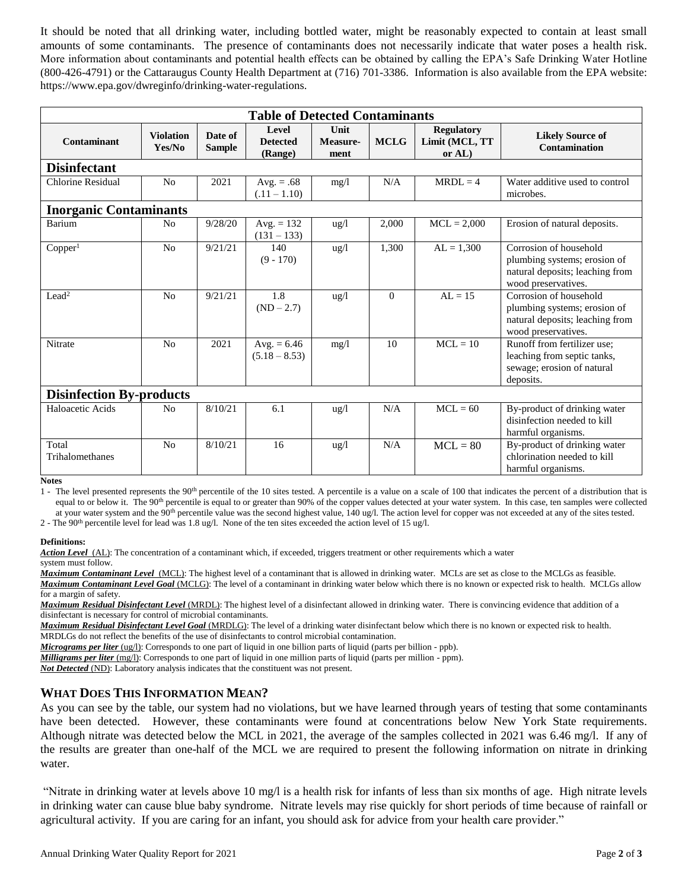It should be noted that all drinking water, including bottled water, might be reasonably expected to contain at least small amounts of some contaminants. The presence of contaminants does not necessarily indicate that water poses a health risk. More information about contaminants and potential health effects can be obtained by calling the EPA's Safe Drinking Water Hotline (800-426-4791) or the Cattaraugus County Health Department at (716) 701-3386. Information is also available from the EPA website: https://www.epa.gov/dwreginfo/drinking-water-regulations.

| Table of Detected Contaminants | | | | | | | |
|---|---|---|---|---|---|---|---|
| **Contaminant** | **Violation Yes/No** | **Date of Sample** | **Level Detected (Range)** | **Unit Measure-ment** | **MCLG** | **Regulatory Limit (MCL, TT or AL)** | **Likely Source of Contamination** |
| **Disinfectant** | | | | | | | |
| Chlorine Residual | No | 2021 | Avg. = .68 (.11 – 1.10) | mg/l | N/A | MRDL = 4 | Water additive used to control microbes. |
| **Inorganic Contaminants** | | | | | | | |
| Barium | No | 9/28/20 | Avg. = 132 (131 – 133) | ug/l | 2,000 | MCL = 2,000 | Erosion of natural deposits. |
| Copper[1] | No | 9/21/21 | 140 (9 - 170) | ug/l | 1,300 | AL = 1,300 | Corrosion of household plumbing systems; erosion of natural deposits; leaching from wood preservatives. |
| Lead[2] | No | 9/21/21 | 1.8 (ND – 2.7) | ug/l | 0 | AL = 15 | Corrosion of household plumbing systems; erosion of natural deposits; leaching from wood preservatives. |
| Nitrate | No | 2021 | Avg. = 6.46 (5.18 – 8.53) | mg/l | 10 | MCL = 10 | Runoff from fertilizer use; leaching from septic tanks, sewage; erosion of natural deposits. |
| **Disinfection By-products** | | | | | | | |
| Haloacetic Acids | No | 8/10/21 | 6.1 | ug/l | N/A | MCL = 60 | By-product of drinking water disinfection needed to kill harmful organisms. |
| Total Trihalomethanes | No | 8/10/21 | 16 | ug/l | N/A | MCL = 80 | By-product of drinking water chlorination needed to kill harmful organisms. |

**Notes**

1 - The level presented represents the 90th percentile of the 10 sites tested. A percentile is a value on a scale of 100 that indicates the percent of a distribution that is equal to or below it. The 90th percentile is equal to or greater than 90% of the copper values detected at your water system. In this case, ten samples were collected at your water system and the 90th percentile value was the second highest value, 140 ug/l. The action level for copper was not exceeded at any of the sites tested.

2 - The 90th percentile level for lead was 1.8 ug/l. None of the ten sites exceeded the action level of 15 ug/l.

**Definitions:**

***Action Level*** (AL): The concentration of a contaminant which, if exceeded, triggers treatment or other requirements which a water system must follow.

***Maximum Contaminant Level*** (MCL): The highest level of a contaminant that is allowed in drinking water. MCLs are set as close to the MCLGs as feasible.

***Maximum Contaminant Level Goal*** (MCLG): The level of a contaminant in drinking water below which there is no known or expected risk to health. MCLGs allow for a margin of safety.

***Maximum Residual Disinfectant Level*** (MRDL): The highest level of a disinfectant allowed in drinking water. There is convincing evidence that addition of a disinfectant is necessary for control of microbial contaminants.

***Maximum Residual Disinfectant Level Goal*** (MRDLG): The level of a drinking water disinfectant below which there is no known or expected risk to health. MRDLGs do not reflect the benefits of the use of disinfectants to control microbial contamination.

***Micrograms per liter*** (ug/l): Corresponds to one part of liquid in one billion parts of liquid (parts per billion - ppb).

***Milligrams per liter*** (mg/l): Corresponds to one part of liquid in one million parts of liquid (parts per million - ppm).

***Not Detected*** (ND): Laboratory analysis indicates that the constituent was not present.

## WHAT DOES THIS INFORMATION MEAN?

As you can see by the table, our system had no violations, but we have learned through years of testing that some contaminants have been detected. However, these contaminants were found at concentrations below New York State requirements. Although nitrate was detected below the MCL in 2021, the average of the samples collected in 2021 was 6.46 mg/l. If any of the results are greater than one-half of the MCL we are required to present the following information on nitrate in drinking water.

"Nitrate in drinking water at levels above 10 mg/l is a health risk for infants of less than six months of age. High nitrate levels in drinking water can cause blue baby syndrome. Nitrate levels may rise quickly for short periods of time because of rainfall or agricultural activity. If you are caring for an infant, you should ask for advice from your health care provider."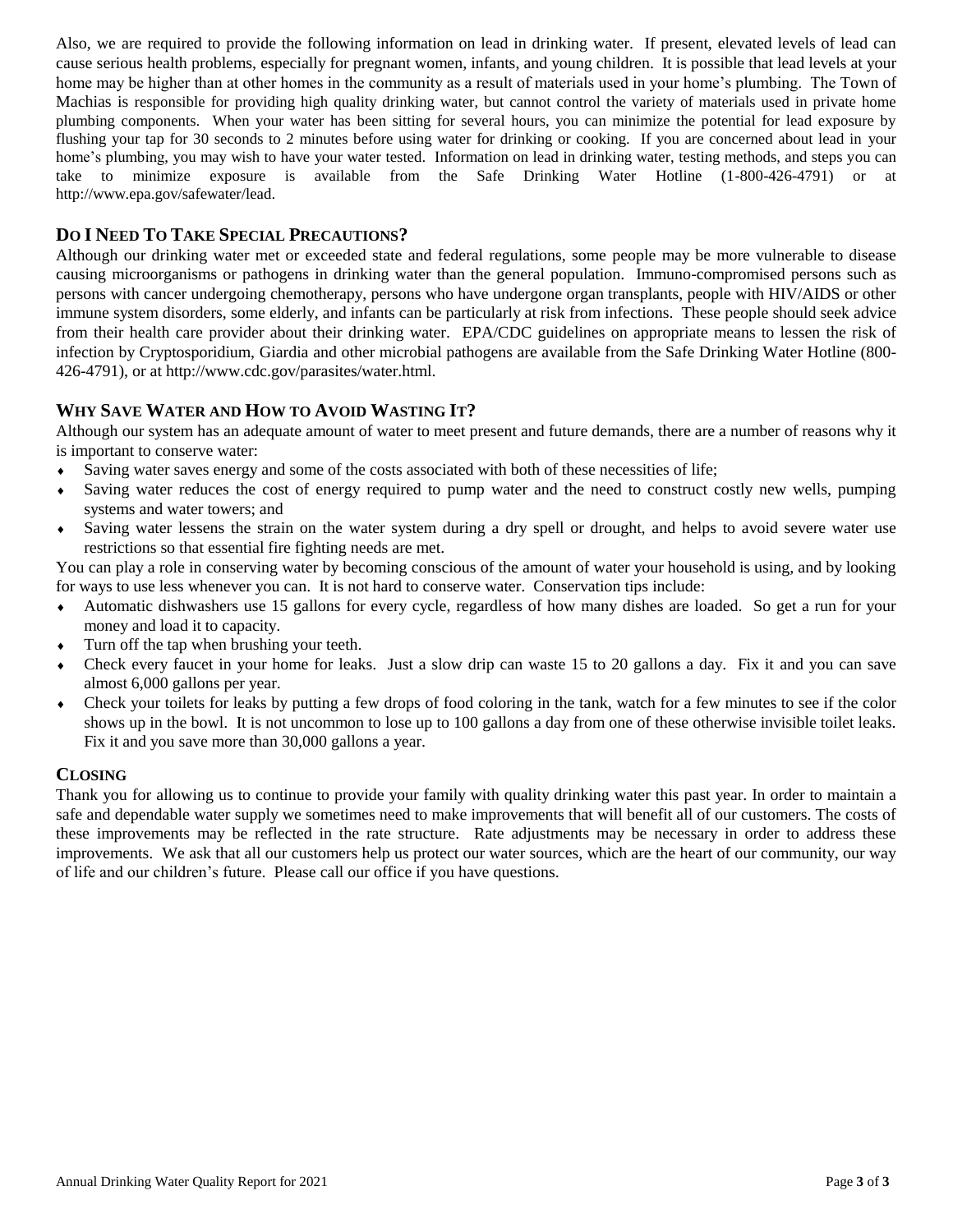Also, we are required to provide the following information on lead in drinking water. If present, elevated levels of lead can cause serious health problems, especially for pregnant women, infants, and young children. It is possible that lead levels at your home may be higher than at other homes in the community as a result of materials used in your home's plumbing. The Town of Machias is responsible for providing high quality drinking water, but cannot control the variety of materials used in private home plumbing components. When your water has been sitting for several hours, you can minimize the potential for lead exposure by flushing your tap for 30 seconds to 2 minutes before using water for drinking or cooking. If you are concerned about lead in your home's plumbing, you may wish to have your water tested. Information on lead in drinking water, testing methods, and steps you can take to minimize exposure is available from the Safe Drinking Water Hotline (1-800-426-4791) or at http://www.epa.gov/safewater/lead.

## DO I NEED TO TAKE SPECIAL PRECAUTIONS?

Although our drinking water met or exceeded state and federal regulations, some people may be more vulnerable to disease causing microorganisms or pathogens in drinking water than the general population. Immuno-compromised persons such as persons with cancer undergoing chemotherapy, persons who have undergone organ transplants, people with HIV/AIDS or other immune system disorders, some elderly, and infants can be particularly at risk from infections. These people should seek advice from their health care provider about their drinking water. EPA/CDC guidelines on appropriate means to lessen the risk of infection by Cryptosporidium, Giardia and other microbial pathogens are available from the Safe Drinking Water Hotline (800-426-4791), or at http://www.cdc.gov/parasites/water.html.

## WHY SAVE WATER AND HOW TO AVOID WASTING IT?

Although our system has an adequate amount of water to meet present and future demands, there are a number of reasons why it is important to conserve water:

- Saving water saves energy and some of the costs associated with both of these necessities of life;
- Saving water reduces the cost of energy required to pump water and the need to construct costly new wells, pumping systems and water towers; and
- Saving water lessens the strain on the water system during a dry spell or drought, and helps to avoid severe water use restrictions so that essential fire fighting needs are met.

You can play a role in conserving water by becoming conscious of the amount of water your household is using, and by looking for ways to use less whenever you can. It is not hard to conserve water. Conservation tips include:

- Automatic dishwashers use 15 gallons for every cycle, regardless of how many dishes are loaded. So get a run for your money and load it to capacity.
- Turn off the tap when brushing your teeth.
- Check every faucet in your home for leaks. Just a slow drip can waste 15 to 20 gallons a day. Fix it and you can save almost 6,000 gallons per year.
- Check your toilets for leaks by putting a few drops of food coloring in the tank, watch for a few minutes to see if the color shows up in the bowl. It is not uncommon to lose up to 100 gallons a day from one of these otherwise invisible toilet leaks. Fix it and you save more than 30,000 gallons a year.

## CLOSING

Thank you for allowing us to continue to provide your family with quality drinking water this past year. In order to maintain a safe and dependable water supply we sometimes need to make improvements that will benefit all of our customers. The costs of these improvements may be reflected in the rate structure. Rate adjustments may be necessary in order to address these improvements. We ask that all our customers help us protect our water sources, which are the heart of our community, our way of life and our children's future. Please call our office if you have questions.